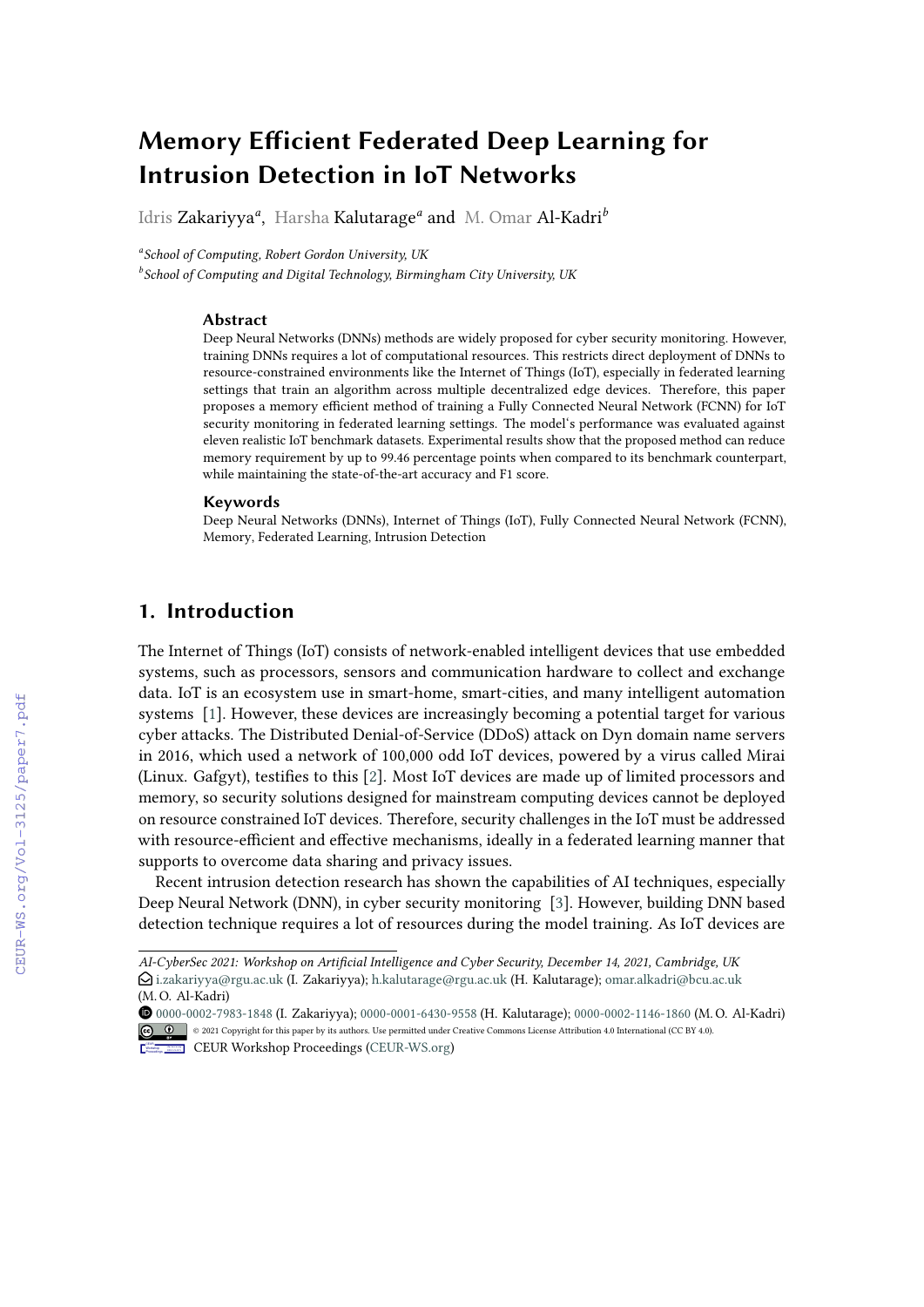# Memory Efficient Federated Deep Learning for Intrusion Detection in IoT Networks

Idris Zakariyya[a], Harsha Kalutarage[a] and M. Omar Al-Kadri[b]

[a]School of Computing, Robert Gordon University, UK
[b]School of Computing and Digital Technology, Birmingham City University, UK

### Abstract

Deep Neural Networks (DNNs) methods are widely proposed for cyber security monitoring. However, training DNNs requires a lot of computational resources. This restricts direct deployment of DNNs to resource-constrained environments like the Internet of Things (IoT), especially in federated learning settings that train an algorithm across multiple decentralized edge devices. Therefore, this paper proposes a memory efficient method of training a Fully Connected Neural Network (FCNN) for IoT security monitoring in federated learning settings. The model's performance was evaluated against eleven realistic IoT benchmark datasets. Experimental results show that the proposed method can reduce memory requirement by up to 99.46 percentage points when compared to its benchmark counterpart, while maintaining the state-of-the-art accuracy and F1 score.

### Keywords

Deep Neural Networks (DNNs), Internet of Things (IoT), Fully Connected Neural Network (FCNN), Memory, Federated Learning, Intrusion Detection

## 1. Introduction

The Internet of Things (IoT) consists of network-enabled intelligent devices that use embedded systems, such as processors, sensors and communication hardware to collect and exchange data. IoT is an ecosystem use in smart-home, smart-cities, and many intelligent automation systems [1]. However, these devices are increasingly becoming a potential target for various cyber attacks. The Distributed Denial-of-Service (DDoS) attack on Dyn domain name servers in 2016, which used a network of 100,000 odd IoT devices, powered by a virus called Mirai (Linux. Gafgyt), testifies to this [2]. Most IoT devices are made up of limited processors and memory, so security solutions designed for mainstream computing devices cannot be deployed on resource constrained IoT devices. Therefore, security challenges in the IoT must be addressed with resource-efficient and effective mechanisms, ideally in a federated learning manner that supports to overcome data sharing and privacy issues.

Recent intrusion detection research has shown the capabilities of AI techniques, especially Deep Neural Network (DNN), in cyber security monitoring [3]. However, building DNN based detection technique requires a lot of resources during the model training. As IoT devices are

---

*AI-CyberSec 2021: Workshop on Artificial Intelligence and Cyber Security, December 14, 2021, Cambridge, UK*
i.zakariyya@rgu.ac.uk (I. Zakariyya); h.kalutarage@rgu.ac.uk (H. Kalutarage); omar.alkadri@bcu.ac.uk (M. O. Al-Kadri)
0000-0002-7983-1848 (I. Zakariyya); 0000-0001-6430-9558 (H. Kalutarage); 0000-0002-1146-1860 (M. O. Al-Kadri)
© 2021 Copyright for this paper by its authors. Use permitted under Creative Commons License Attribution 4.0 International (CC BY 4.0).
CEUR Workshop Proceedings (CEUR-WS.org)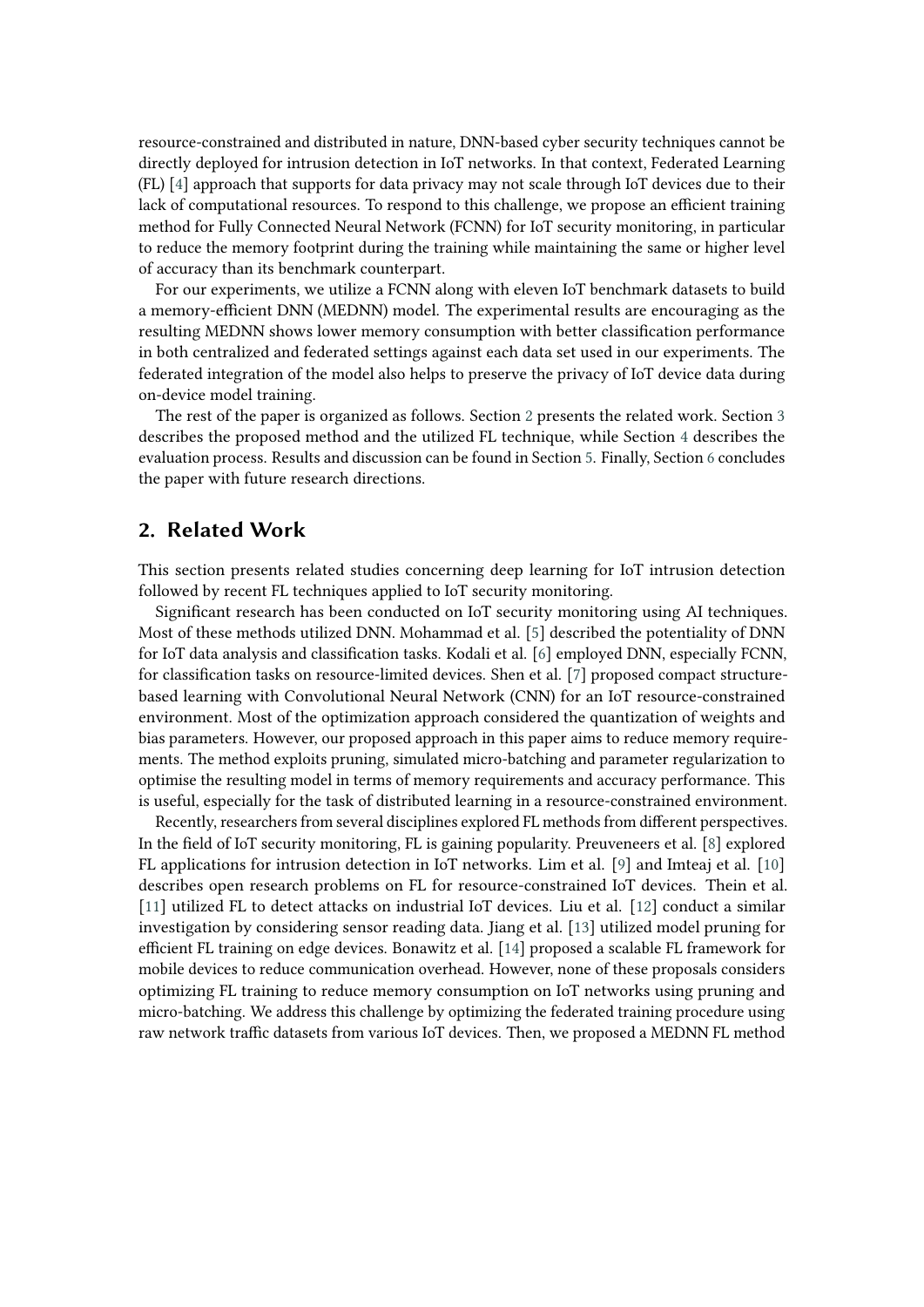resource-constrained and distributed in nature, DNN-based cyber security techniques cannot be directly deployed for intrusion detection in IoT networks. In that context, Federated Learning (FL) [4] approach that supports for data privacy may not scale through IoT devices due to their lack of computational resources. To respond to this challenge, we propose an efficient training method for Fully Connected Neural Network (FCNN) for IoT security monitoring, in particular to reduce the memory footprint during the training while maintaining the same or higher level of accuracy than its benchmark counterpart.

For our experiments, we utilize a FCNN along with eleven IoT benchmark datasets to build a memory-efficient DNN (MEDNN) model. The experimental results are encouraging as the resulting MEDNN shows lower memory consumption with better classification performance in both centralized and federated settings against each data set used in our experiments. The federated integration of the model also helps to preserve the privacy of IoT device data during on-device model training.

The rest of the paper is organized as follows. Section 2 presents the related work. Section 3 describes the proposed method and the utilized FL technique, while Section 4 describes the evaluation process. Results and discussion can be found in Section 5. Finally, Section 6 concludes the paper with future research directions.

## 2. Related Work

This section presents related studies concerning deep learning for IoT intrusion detection followed by recent FL techniques applied to IoT security monitoring.

Significant research has been conducted on IoT security monitoring using AI techniques. Most of these methods utilized DNN. Mohammad et al. [5] described the potentiality of DNN for IoT data analysis and classification tasks. Kodali et al. [6] employed DNN, especially FCNN, for classification tasks on resource-limited devices. Shen et al. [7] proposed compact structure-based learning with Convolutional Neural Network (CNN) for an IoT resource-constrained environment. Most of the optimization approach considered the quantization of weights and bias parameters. However, our proposed approach in this paper aims to reduce memory requirements. The method exploits pruning, simulated micro-batching and parameter regularization to optimise the resulting model in terms of memory requirements and accuracy performance. This is useful, especially for the task of distributed learning in a resource-constrained environment.

Recently, researchers from several disciplines explored FL methods from different perspectives. In the field of IoT security monitoring, FL is gaining popularity. Preuveneers et al. [8] explored FL applications for intrusion detection in IoT networks. Lim et al. [9] and Imteaj et al. [10] describes open research problems on FL for resource-constrained IoT devices. Thein et al. [11] utilized FL to detect attacks on industrial IoT devices. Liu et al. [12] conduct a similar investigation by considering sensor reading data. Jiang et al. [13] utilized model pruning for efficient FL training on edge devices. Bonawitz et al. [14] proposed a scalable FL framework for mobile devices to reduce communication overhead. However, none of these proposals considers optimizing FL training to reduce memory consumption on IoT networks using pruning and micro-batching. We address this challenge by optimizing the federated training procedure using raw network traffic datasets from various IoT devices. Then, we proposed a MEDNN FL method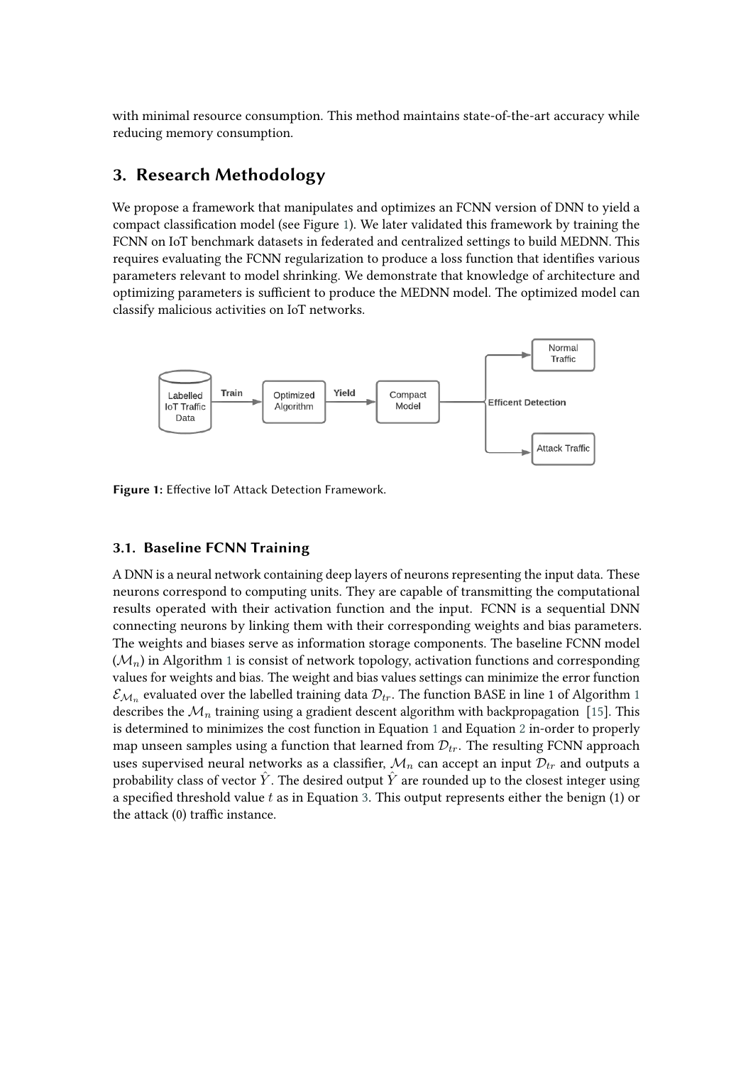with minimal resource consumption. This method maintains state-of-the-art accuracy while reducing memory consumption.

## 3. Research Methodology

We propose a framework that manipulates and optimizes an FCNN version of DNN to yield a compact classification model (see Figure 1). We later validated this framework by training the FCNN on IoT benchmark datasets in federated and centralized settings to build MEDNN. This requires evaluating the FCNN regularization to produce a loss function that identifies various parameters relevant to model shrinking. We demonstrate that knowledge of architecture and optimizing parameters is sufficient to produce the MEDNN model. The optimized model can classify malicious activities on IoT networks.

**Figure 1:** Effective IoT Attack Detection Framework.

### 3.1. Baseline FCNN Training

A DNN is a neural network containing deep layers of neurons representing the input data. These neurons correspond to computing units. They are capable of transmitting the computational results operated with their activation function and the input. FCNN is a sequential DNN connecting neurons by linking them with their corresponding weights and bias parameters. The weights and biases serve as information storage components. The baseline FCNN model ($\mathcal{M}_n$) in Algorithm 1 is consist of network topology, activation functions and corresponding values for weights and bias. The weight and bias values settings can minimize the error function $\mathcal{E}_{\mathcal{M}_n}$ evaluated over the labelled training data $\mathcal{D}_{tr}$. The function BASE in line 1 of Algorithm 1 describes the $\mathcal{M}_n$ training using a gradient descent algorithm with backpropagation [15]. This is determined to minimizes the cost function in Equation 1 and Equation 2 in-order to properly map unseen samples using a function that learned from $\mathcal{D}_{tr}$. The resulting FCNN approach uses supervised neural networks as a classifier, $\mathcal{M}_n$ can accept an input $\mathcal{D}_{tr}$ and outputs a probability class of vector $\hat{Y}$. The desired output $\hat{Y}$ are rounded up to the closest integer using a specified threshold value $t$ as in Equation 3. This output represents either the benign (1) or the attack (0) traffic instance.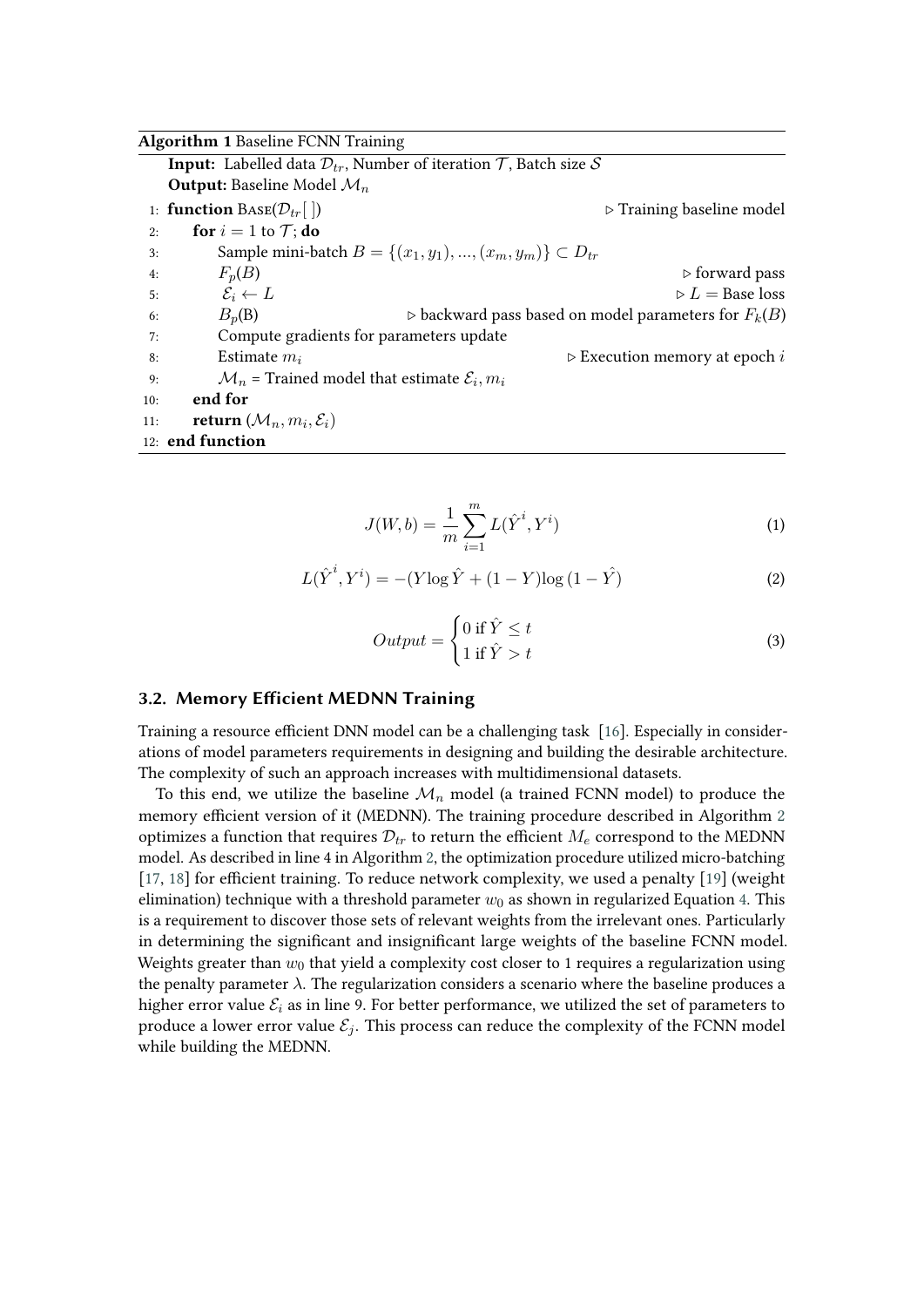**Algorithm 1** Baseline FCNN Training

```
Input: Labelled data D_tr, Number of iteration T, Batch size S
Output: Baseline Model M_n
1: function BASE(D_tr[ ])                                   ▷ Training baseline model
2:     for i = 1 to T; do
3:         Sample mini-batch B = {(x_1, y_1), ..., (x_m, y_m)} ⊂ D_tr
4:         F_p(B)                                           ▷ forward pass
5:         E_i ← L                                          ▷ L = Base loss
6:         B_p(B)              ▷ backward pass based on model parameters for F_k(B)
7:         Compute gradients for parameters update
8:         Estimate m_i                                     ▷ Execution memory at epoch i
9:         M_n = Trained model that estimate E_i, m_i
10:    end for
11:    return (M_n, m_i, E_i)
12: end function
```

$$J(W,b) = \frac{1}{m}\sum_{i=1}^{m} L(\hat{Y}^i, Y^i) \tag{1}$$

$$L(\hat{Y}^i, Y^i) = -(Y \log \hat{Y} + (1-Y)\log(1-\hat{Y})) \tag{2}$$

$$Output = \begin{cases} 0 \text{ if } \hat{Y} \leq t \\ 1 \text{ if } \hat{Y} > t \end{cases} \tag{3}$$

## 3.2. Memory Efficient MEDNN Training

Training a resource efficient DNN model can be a challenging task [16]. Especially in considerations of model parameters requirements in designing and building the desirable architecture. The complexity of such an approach increases with multidimensional datasets.

To this end, we utilize the baseline $\mathcal{M}_n$ model (a trained FCNN model) to produce the memory efficient version of it (MEDNN). The training procedure described in Algorithm 2 optimizes a function that requires $\mathcal{D}_{tr}$ to return the efficient $M_e$ correspond to the MEDNN model. As described in line 4 in Algorithm 2, the optimization procedure utilized micro-batching [17, 18] for efficient training. To reduce network complexity, we used a penalty [19] (weight elimination) technique with a threshold parameter $w_0$ as shown in regularized Equation 4. This is a requirement to discover those sets of relevant weights from the irrelevant ones. Particularly in determining the significant and insignificant large weights of the baseline FCNN model. Weights greater than $w_0$ that yield a complexity cost closer to 1 requires a regularization using the penalty parameter $\lambda$. The regularization considers a scenario where the baseline produces a higher error value $\mathcal{E}_i$ as in line 9. For better performance, we utilized the set of parameters to produce a lower error value $\mathcal{E}_j$. This process can reduce the complexity of the FCNN model while building the MEDNN.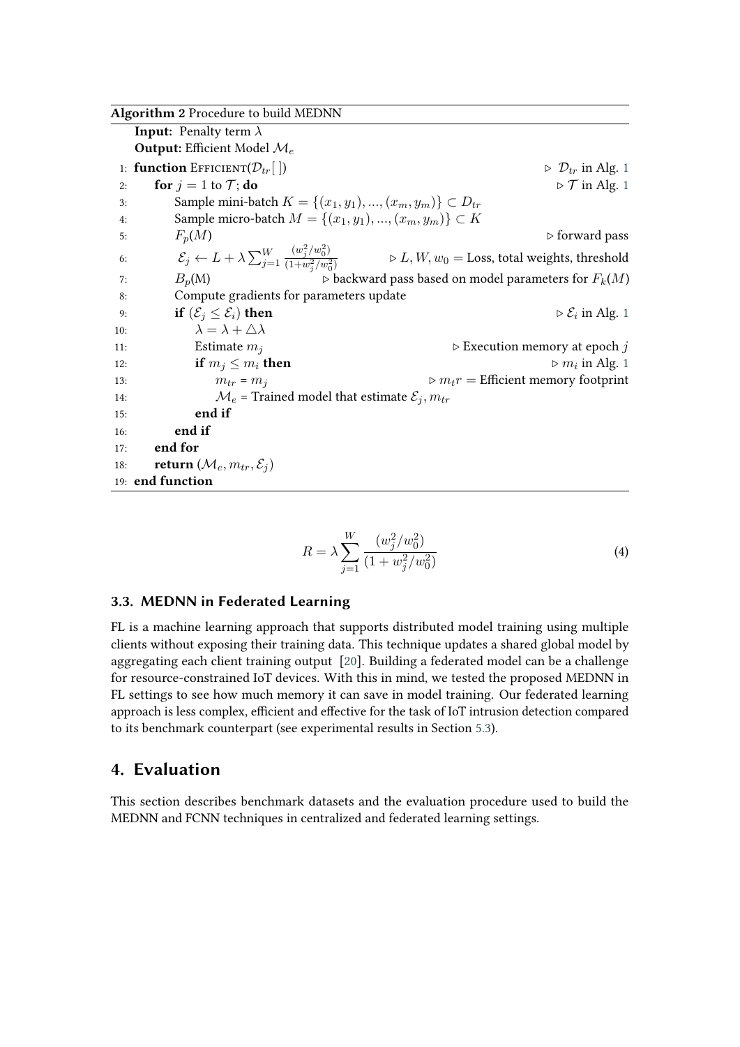**Algorithm 2** Procedure to build MEDNN

```
Input: Penalty term λ
Output: Efficient Model M_e
1:  function EFFICIENT(D_tr[ ])                              ▷ D_tr in Alg. 1
2:      for j = 1 to T; do                                    ▷ T in Alg. 1
3:          Sample mini-batch K = {(x_1, y_1), ..., (x_m, y_m)} ⊂ D_tr
4:          Sample micro-batch M = {(x_1, y_1), ..., (x_m, y_m)} ⊂ K
5:          F_p(M)                                            ▷ forward pass
6:          E_j ← L + λ Σ_{j=1}^{W} (w_j^2/w_0^2)/(1+w_j^2/w_0^2)   ▷ L, W, w_0 = Loss, total weights, threshold
7:          B_p(M)              ▷ backward pass based on model parameters for F_k(M)
8:          Compute gradients for parameters update
9:          if (E_j ≤ E_i) then                               ▷ E_i in Alg. 1
10:             λ = λ + △λ
11:             Estimate m_j                                  ▷ Execution memory at epoch j
12:             if m_j ≤ m_i then                             ▷ m_i in Alg. 1
13:                 m_tr = m_j                                ▷ m_tr = Efficient memory footprint
14:                 M_e = Trained model that estimate E_j, m_tr
15:             end if
16:         end if
17:     end for
18:     return (M_e, m_tr, E_j)
19: end function
```

$$R = \lambda \sum_{j=1}^{W} \frac{(w_j^2/w_0^2)}{(1 + w_j^2/w_0^2)} \tag{4}$$

### 3.3. MEDNN in Federated Learning

FL is a machine learning approach that supports distributed model training using multiple clients without exposing their training data. This technique updates a shared global model by aggregating each client training output [20]. Building a federated model can be a challenge for resource-constrained IoT devices. With this in mind, we tested the proposed MEDNN in FL settings to see how much memory it can save in model training. Our federated learning approach is less complex, efficient and effective for the task of IoT intrusion detection compared to its benchmark counterpart (see experimental results in Section 5.3).

## 4. Evaluation

This section describes benchmark datasets and the evaluation procedure used to build the MEDNN and FCNN techniques in centralized and federated learning settings.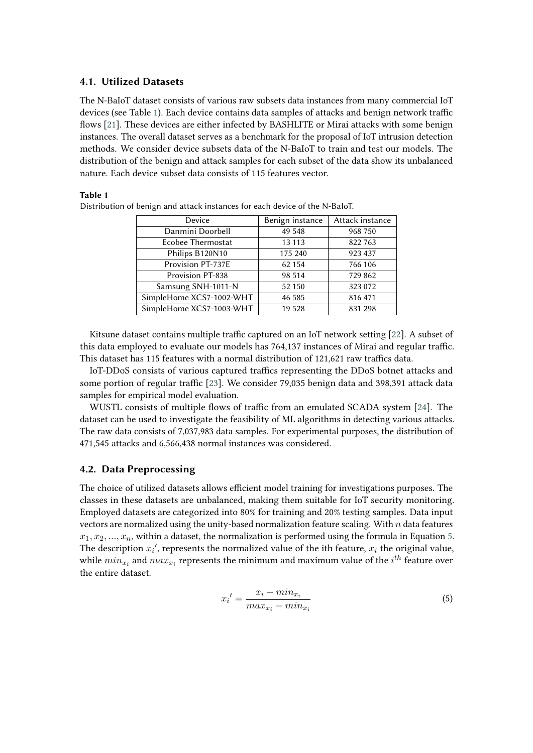### 4.1. Utilized Datasets

The N-BaIoT dataset consists of various raw subsets data instances from many commercial IoT devices (see Table 1). Each device contains data samples of attacks and benign network traffic flows [21]. These devices are either infected by BASHLITE or Mirai attacks with some benign instances. The overall dataset serves as a benchmark for the proposal of IoT intrusion detection methods. We consider device subsets data of the N-BaIoT to train and test our models. The distribution of the benign and attack samples for each subset of the data show its unbalanced nature. Each device subset data consists of 115 features vector.

**Table 1**
Distribution of benign and attack instances for each device of the N-BaIoT.

| Device | Benign instance | Attack instance |
|---|---|---|
| Danmini Doorbell | 49 548 | 968 750 |
| Ecobee Thermostat | 13 113 | 822 763 |
| Philips B120N10 | 175 240 | 923 437 |
| Provision PT-737E | 62 154 | 766 106 |
| Provision PT-838 | 98 514 | 729 862 |
| Samsung SNH-1011-N | 52 150 | 323 072 |
| SimpleHome XCS7-1002-WHT | 46 585 | 816 471 |
| SimpleHome XCS7-1003-WHT | 19 528 | 831 298 |

Kitsune dataset contains multiple traffic captured on an IoT network setting [22]. A subset of this data employed to evaluate our models has 764,137 instances of Mirai and regular traffic. This dataset has 115 features with a normal distribution of 121,621 raw traffics data.

IoT-DDoS consists of various captured traffics representing the DDoS botnet attacks and some portion of regular traffic [23]. We consider 79,035 benign data and 398,391 attack data samples for empirical model evaluation.

WUSTL consists of multiple flows of traffic from an emulated SCADA system [24]. The dataset can be used to investigate the feasibility of ML algorithms in detecting various attacks. The raw data consists of 7,037,983 data samples. For experimental purposes, the distribution of 471,545 attacks and 6,566,438 normal instances was considered.

### 4.2. Data Preprocessing

The choice of utilized datasets allows efficient model training for investigations purposes. The classes in these datasets are unbalanced, making them suitable for IoT security monitoring. Employed datasets are categorized into 80% for training and 20% testing samples. Data input vectors are normalized using the unity-based normalization feature scaling. With $n$ data features $x_1, x_2, ..., x_n$, within a dataset, the normalization is performed using the formula in Equation 5. The description $x_i{}'$, represents the normalized value of the ith feature, $x_i$ the original value, while $min_{x_i}$ and $max_{x_i}$ represents the minimum and maximum value of the $i^{th}$ feature over the entire dataset.

$$x_i{}' = \frac{x_i - min_{x_i}}{max_{x_i} - min_{x_i}} \tag{5}$$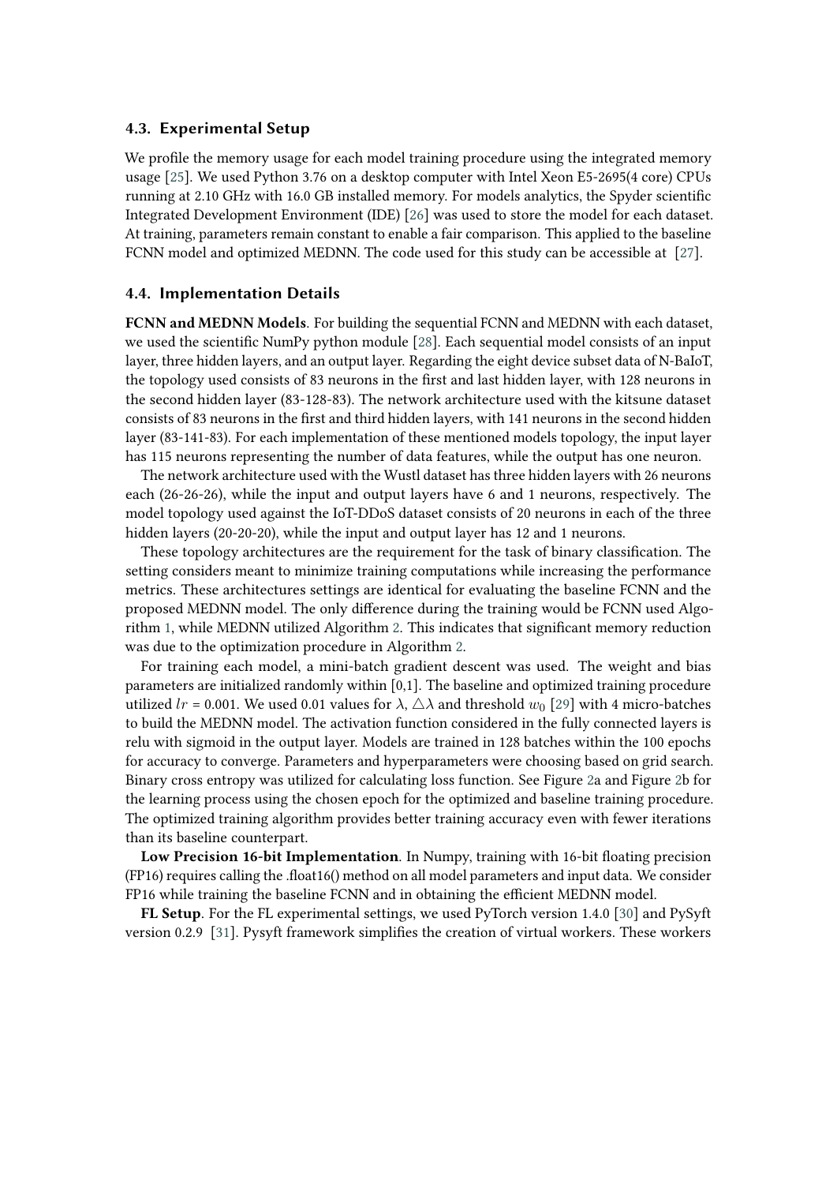### 4.3. Experimental Setup

We profile the memory usage for each model training procedure using the integrated memory usage [25]. We used Python 3.76 on a desktop computer with Intel Xeon E5-2695(4 core) CPUs running at 2.10 GHz with 16.0 GB installed memory. For models analytics, the Spyder scientific Integrated Development Environment (IDE) [26] was used to store the model for each dataset. At training, parameters remain constant to enable a fair comparison. This applied to the baseline FCNN model and optimized MEDNN. The code used for this study can be accessible at [27].

### 4.4. Implementation Details

**FCNN and MEDNN Models**. For building the sequential FCNN and MEDNN with each dataset, we used the scientific NumPy python module [28]. Each sequential model consists of an input layer, three hidden layers, and an output layer. Regarding the eight device subset data of N-BaIoT, the topology used consists of 83 neurons in the first and last hidden layer, with 128 neurons in the second hidden layer (83-128-83). The network architecture used with the kitsune dataset consists of 83 neurons in the first and third hidden layers, with 141 neurons in the second hidden layer (83-141-83). For each implementation of these mentioned models topology, the input layer has 115 neurons representing the number of data features, while the output has one neuron.

The network architecture used with the Wustl dataset has three hidden layers with 26 neurons each (26-26-26), while the input and output layers have 6 and 1 neurons, respectively. The model topology used against the IoT-DDoS dataset consists of 20 neurons in each of the three hidden layers (20-20-20), while the input and output layer has 12 and 1 neurons.

These topology architectures are the requirement for the task of binary classification. The setting considers meant to minimize training computations while increasing the performance metrics. These architectures settings are identical for evaluating the baseline FCNN and the proposed MEDNN model. The only difference during the training would be FCNN used Algorithm 1, while MEDNN utilized Algorithm 2. This indicates that significant memory reduction was due to the optimization procedure in Algorithm 2.

For training each model, a mini-batch gradient descent was used. The weight and bias parameters are initialized randomly within [0,1]. The baseline and optimized training procedure utilized $lr$ = 0.001. We used 0.01 values for $\lambda$, $\triangle\lambda$ and threshold $w_0$ [29] with 4 micro-batches to build the MEDNN model. The activation function considered in the fully connected layers is relu with sigmoid in the output layer. Models are trained in 128 batches within the 100 epochs for accuracy to converge. Parameters and hyperparameters were choosing based on grid search. Binary cross entropy was utilized for calculating loss function. See Figure 2a and Figure 2b for the learning process using the chosen epoch for the optimized and baseline training procedure. The optimized training algorithm provides better training accuracy even with fewer iterations than its baseline counterpart.

**Low Precision 16-bit Implementation**. In Numpy, training with 16-bit floating precision (FP16) requires calling the .float16() method on all model parameters and input data. We consider FP16 while training the baseline FCNN and in obtaining the efficient MEDNN model.

**FL Setup**. For the FL experimental settings, we used PyTorch version 1.4.0 [30] and PySyft version 0.2.9 [31]. Pysyft framework simplifies the creation of virtual workers. These workers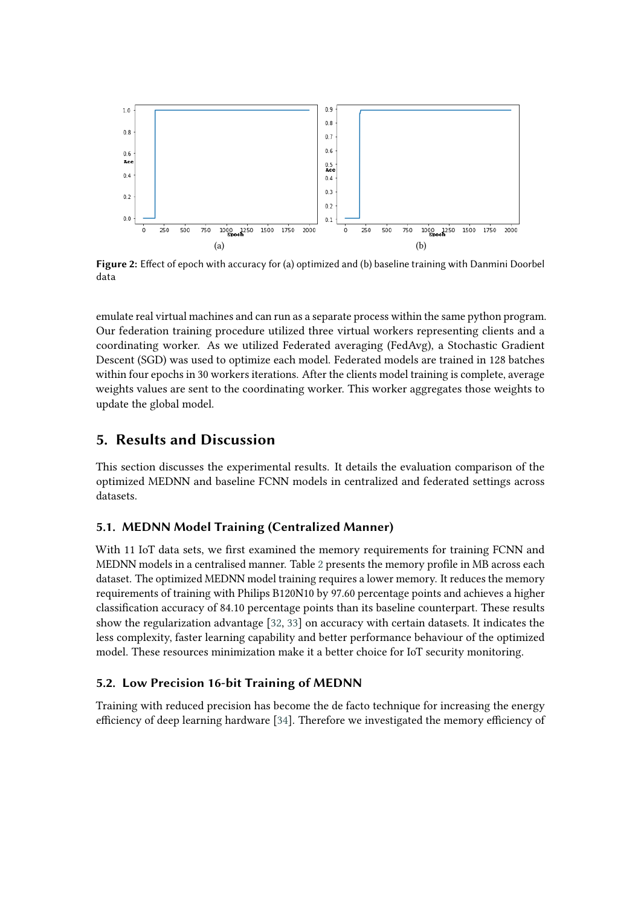Figure 2: Effect of epoch with accuracy for (a) optimized and (b) baseline training with Danmini Doorbel data

emulate real virtual machines and can run as a separate process within the same python program. Our federation training procedure utilized three virtual workers representing clients and a coordinating worker. As we utilized Federated averaging (FedAvg), a Stochastic Gradient Descent (SGD) was used to optimize each model. Federated models are trained in 128 batches within four epochs in 30 workers iterations. After the clients model training is complete, average weights values are sent to the coordinating worker. This worker aggregates those weights to update the global model.

## 5. Results and Discussion

This section discusses the experimental results. It details the evaluation comparison of the optimized MEDNN and baseline FCNN models in centralized and federated settings across datasets.

### 5.1. MEDNN Model Training (Centralized Manner)

With 11 IoT data sets, we first examined the memory requirements for training FCNN and MEDNN models in a centralised manner. Table 2 presents the memory profile in MB across each dataset. The optimized MEDNN model training requires a lower memory. It reduces the memory requirements of training with Philips B120N10 by 97.60 percentage points and achieves a higher classification accuracy of 84.10 percentage points than its baseline counterpart. These results show the regularization advantage [32, 33] on accuracy with certain datasets. It indicates the less complexity, faster learning capability and better performance behaviour of the optimized model. These resources minimization make it a better choice for IoT security monitoring.

### 5.2. Low Precision 16-bit Training of MEDNN

Training with reduced precision has become the de facto technique for increasing the energy efficiency of deep learning hardware [34]. Therefore we investigated the memory efficiency of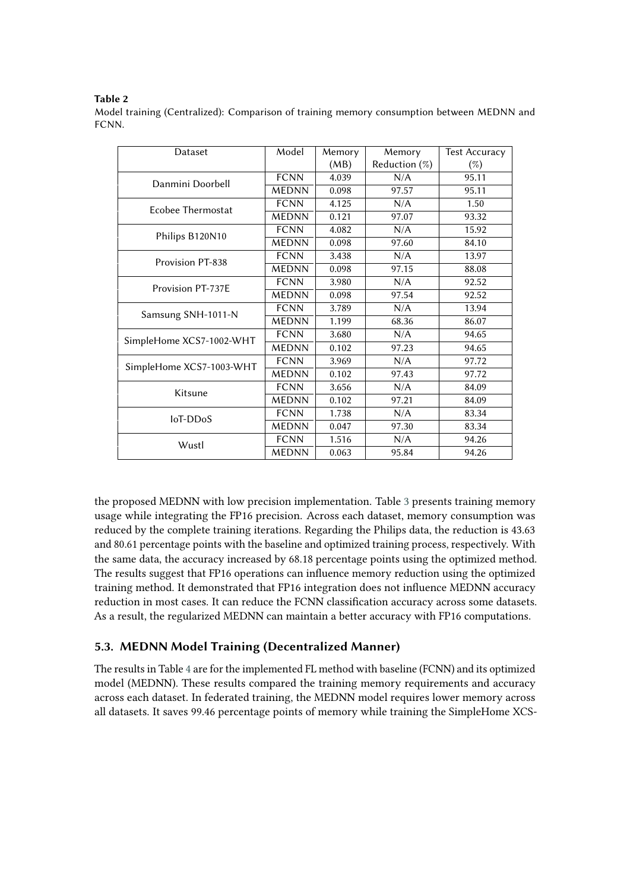**Table 2**
Model training (Centralized): Comparison of training memory consumption between MEDNN and FCNN.

| Dataset | Model | Memory (MB) | Memory Reduction (%) | Test Accuracy (%) |
|---|---|---|---|---|
| Danmini Doorbell | FCNN | 4.039 | N/A | 95.11 |
| | MEDNN | 0.098 | 97.57 | 95.11 |
| Ecobee Thermostat | FCNN | 4.125 | N/A | 1.50 |
| | MEDNN | 0.121 | 97.07 | 93.32 |
| Philips B120N10 | FCNN | 4.082 | N/A | 15.92 |
| | MEDNN | 0.098 | 97.60 | 84.10 |
| Provision PT-838 | FCNN | 3.438 | N/A | 13.97 |
| | MEDNN | 0.098 | 97.15 | 88.08 |
| Provision PT-737E | FCNN | 3.980 | N/A | 92.52 |
| | MEDNN | 0.098 | 97.54 | 92.52 |
| Samsung SNH-1011-N | FCNN | 3.789 | N/A | 13.94 |
| | MEDNN | 1.199 | 68.36 | 86.07 |
| SimpleHome XCS7-1002-WHT | FCNN | 3.680 | N/A | 94.65 |
| | MEDNN | 0.102 | 97.23 | 94.65 |
| SimpleHome XCS7-1003-WHT | FCNN | 3.969 | N/A | 97.72 |
| | MEDNN | 0.102 | 97.43 | 97.72 |
| Kitsune | FCNN | 3.656 | N/A | 84.09 |
| | MEDNN | 0.102 | 97.21 | 84.09 |
| IoT-DDoS | FCNN | 1.738 | N/A | 83.34 |
| | MEDNN | 0.047 | 97.30 | 83.34 |
| Wustl | FCNN | 1.516 | N/A | 94.26 |
| | MEDNN | 0.063 | 95.84 | 94.26 |

the proposed MEDNN with low precision implementation. Table 3 presents training memory usage while integrating the FP16 precision. Across each dataset, memory consumption was reduced by the complete training iterations. Regarding the Philips data, the reduction is 43.63 and 80.61 percentage points with the baseline and optimized training process, respectively. With the same data, the accuracy increased by 68.18 percentage points using the optimized method. The results suggest that FP16 operations can influence memory reduction using the optimized training method. It demonstrated that FP16 integration does not influence MEDNN accuracy reduction in most cases. It can reduce the FCNN classification accuracy across some datasets. As a result, the regularized MEDNN can maintain a better accuracy with FP16 computations.

### 5.3. MEDNN Model Training (Decentralized Manner)

The results in Table 4 are for the implemented FL method with baseline (FCNN) and its optimized model (MEDNN). These results compared the training memory requirements and accuracy across each dataset. In federated training, the MEDNN model requires lower memory across all datasets. It saves 99.46 percentage points of memory while training the SimpleHome XCS-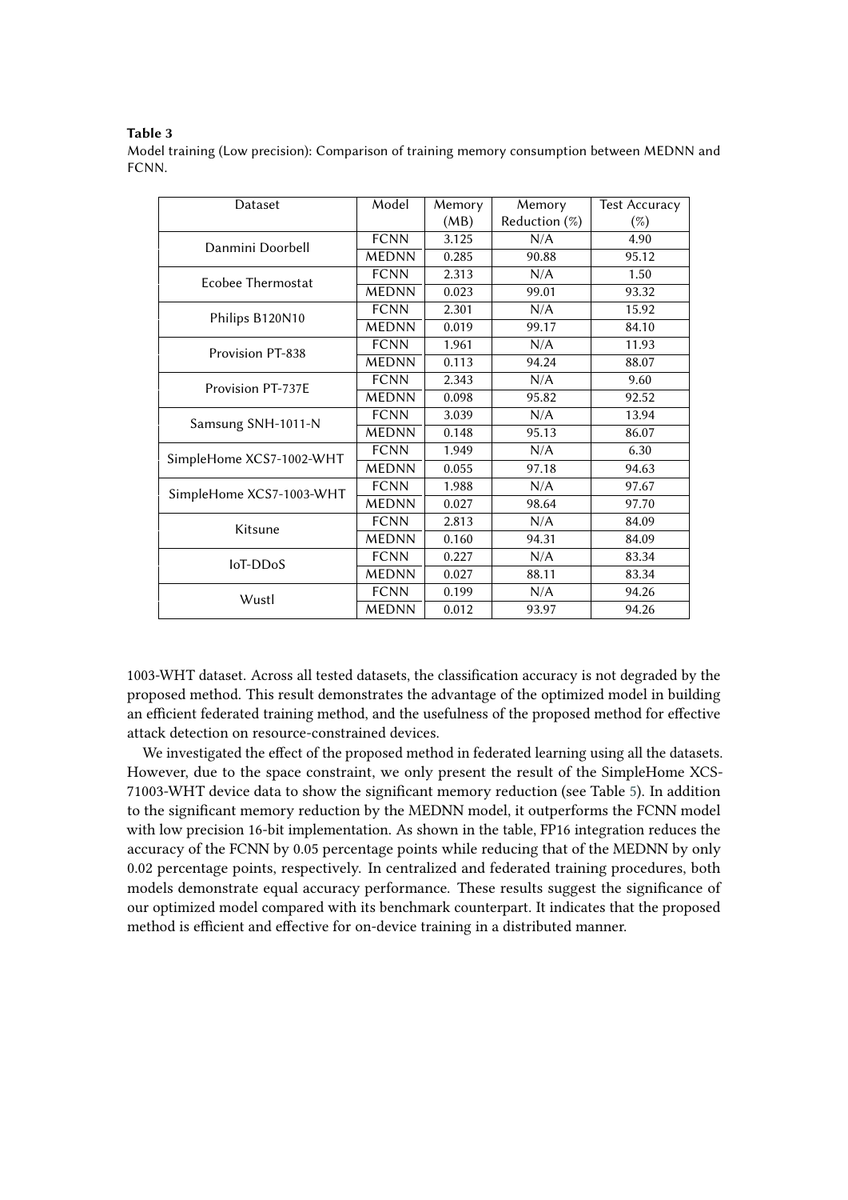**Table 3**

Model training (Low precision): Comparison of training memory consumption between MEDNN and FCNN.

| Dataset | Model | Memory (MB) | Memory Reduction (%) | Test Accuracy (%) |
|---|---|---|---|---|
| Danmini Doorbell | FCNN | 3.125 | N/A | 4.90 |
| | MEDNN | 0.285 | 90.88 | 95.12 |
| Ecobee Thermostat | FCNN | 2.313 | N/A | 1.50 |
| | MEDNN | 0.023 | 99.01 | 93.32 |
| Philips B120N10 | FCNN | 2.301 | N/A | 15.92 |
| | MEDNN | 0.019 | 99.17 | 84.10 |
| Provision PT-838 | FCNN | 1.961 | N/A | 11.93 |
| | MEDNN | 0.113 | 94.24 | 88.07 |
| Provision PT-737E | FCNN | 2.343 | N/A | 9.60 |
| | MEDNN | 0.098 | 95.82 | 92.52 |
| Samsung SNH-1011-N | FCNN | 3.039 | N/A | 13.94 |
| | MEDNN | 0.148 | 95.13 | 86.07 |
| SimpleHome XCS7-1002-WHT | FCNN | 1.949 | N/A | 6.30 |
| | MEDNN | 0.055 | 97.18 | 94.63 |
| SimpleHome XCS7-1003-WHT | FCNN | 1.988 | N/A | 97.67 |
| | MEDNN | 0.027 | 98.64 | 97.70 |
| Kitsune | FCNN | 2.813 | N/A | 84.09 |
| | MEDNN | 0.160 | 94.31 | 84.09 |
| IoT-DDoS | FCNN | 0.227 | N/A | 83.34 |
| | MEDNN | 0.027 | 88.11 | 83.34 |
| Wustl | FCNN | 0.199 | N/A | 94.26 |
| | MEDNN | 0.012 | 93.97 | 94.26 |

1003-WHT dataset. Across all tested datasets, the classification accuracy is not degraded by the proposed method. This result demonstrates the advantage of the optimized model in building an efficient federated training method, and the usefulness of the proposed method for effective attack detection on resource-constrained devices.

We investigated the effect of the proposed method in federated learning using all the datasets. However, due to the space constraint, we only present the result of the SimpleHome XCS-71003-WHT device data to show the significant memory reduction (see Table 5). In addition to the significant memory reduction by the MEDNN model, it outperforms the FCNN model with low precision 16-bit implementation. As shown in the table, FP16 integration reduces the accuracy of the FCNN by 0.05 percentage points while reducing that of the MEDNN by only 0.02 percentage points, respectively. In centralized and federated training procedures, both models demonstrate equal accuracy performance. These results suggest the significance of our optimized model compared with its benchmark counterpart. It indicates that the proposed method is efficient and effective for on-device training in a distributed manner.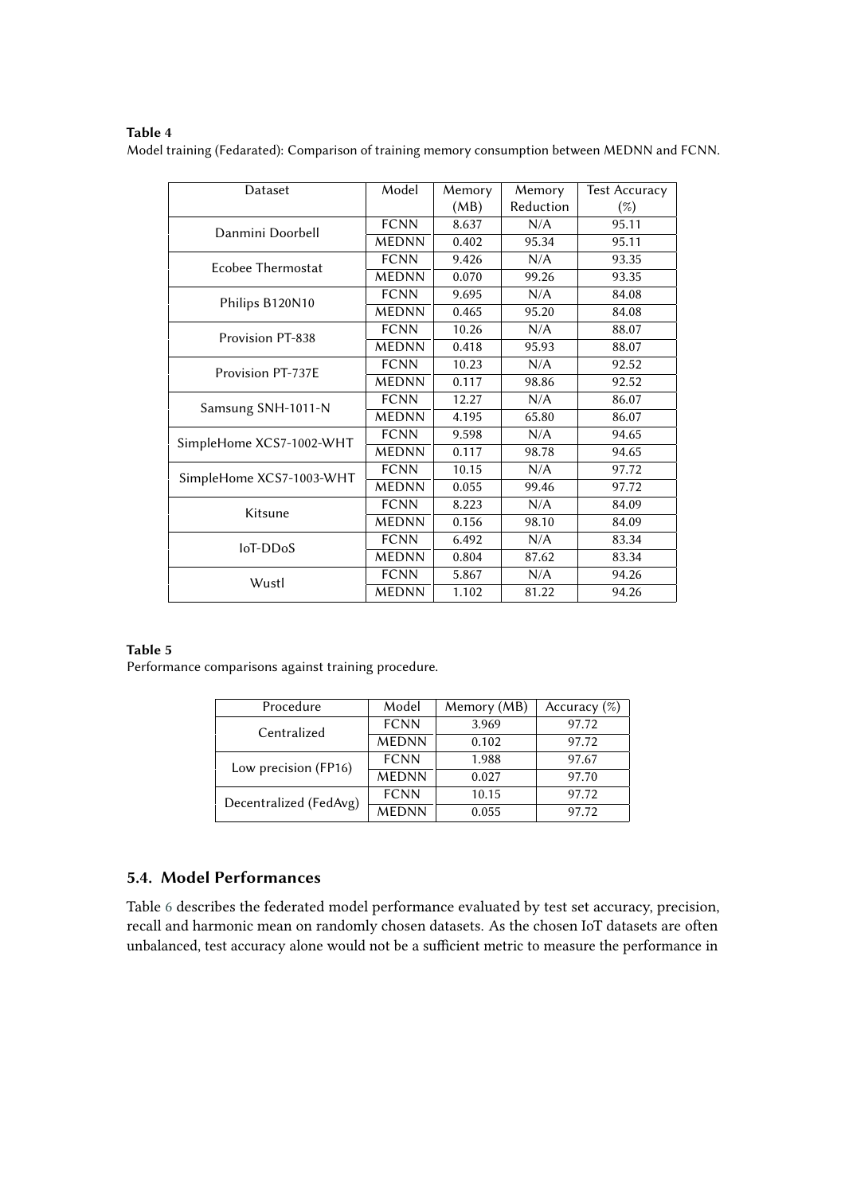**Table 4**
Model training (Fedarated): Comparison of training memory consumption between MEDNN and FCNN.

| Dataset | Model | Memory (MB) | Memory Reduction | Test Accuracy (%) |
|---|---|---|---|---|
| Danmini Doorbell | FCNN | 8.637 | N/A | 95.11 |
| | MEDNN | 0.402 | 95.34 | 95.11 |
| Ecobee Thermostat | FCNN | 9.426 | N/A | 93.35 |
| | MEDNN | 0.070 | 99.26 | 93.35 |
| Philips B120N10 | FCNN | 9.695 | N/A | 84.08 |
| | MEDNN | 0.465 | 95.20 | 84.08 |
| Provision PT-838 | FCNN | 10.26 | N/A | 88.07 |
| | MEDNN | 0.418 | 95.93 | 88.07 |
| Provision PT-737E | FCNN | 10.23 | N/A | 92.52 |
| | MEDNN | 0.117 | 98.86 | 92.52 |
| Samsung SNH-1011-N | FCNN | 12.27 | N/A | 86.07 |
| | MEDNN | 4.195 | 65.80 | 86.07 |
| SimpleHome XCS7-1002-WHT | FCNN | 9.598 | N/A | 94.65 |
| | MEDNN | 0.117 | 98.78 | 94.65 |
| SimpleHome XCS7-1003-WHT | FCNN | 10.15 | N/A | 97.72 |
| | MEDNN | 0.055 | 99.46 | 97.72 |
| Kitsune | FCNN | 8.223 | N/A | 84.09 |
| | MEDNN | 0.156 | 98.10 | 84.09 |
| IoT-DDoS | FCNN | 6.492 | N/A | 83.34 |
| | MEDNN | 0.804 | 87.62 | 83.34 |
| Wustl | FCNN | 5.867 | N/A | 94.26 |
| | MEDNN | 1.102 | 81.22 | 94.26 |

**Table 5**
Performance comparisons against training procedure.

| Procedure | Model | Memory (MB) | Accuracy (%) |
|---|---|---|---|
| Centralized | FCNN | 3.969 | 97.72 |
| | MEDNN | 0.102 | 97.72 |
| Low precision (FP16) | FCNN | 1.988 | 97.67 |
| | MEDNN | 0.027 | 97.70 |
| Decentralized (FedAvg) | FCNN | 10.15 | 97.72 |
| | MEDNN | 0.055 | 97.72 |

## 5.4. Model Performances

Table 6 describes the federated model performance evaluated by test set accuracy, precision, recall and harmonic mean on randomly chosen datasets. As the chosen IoT datasets are often unbalanced, test accuracy alone would not be a sufficient metric to measure the performance in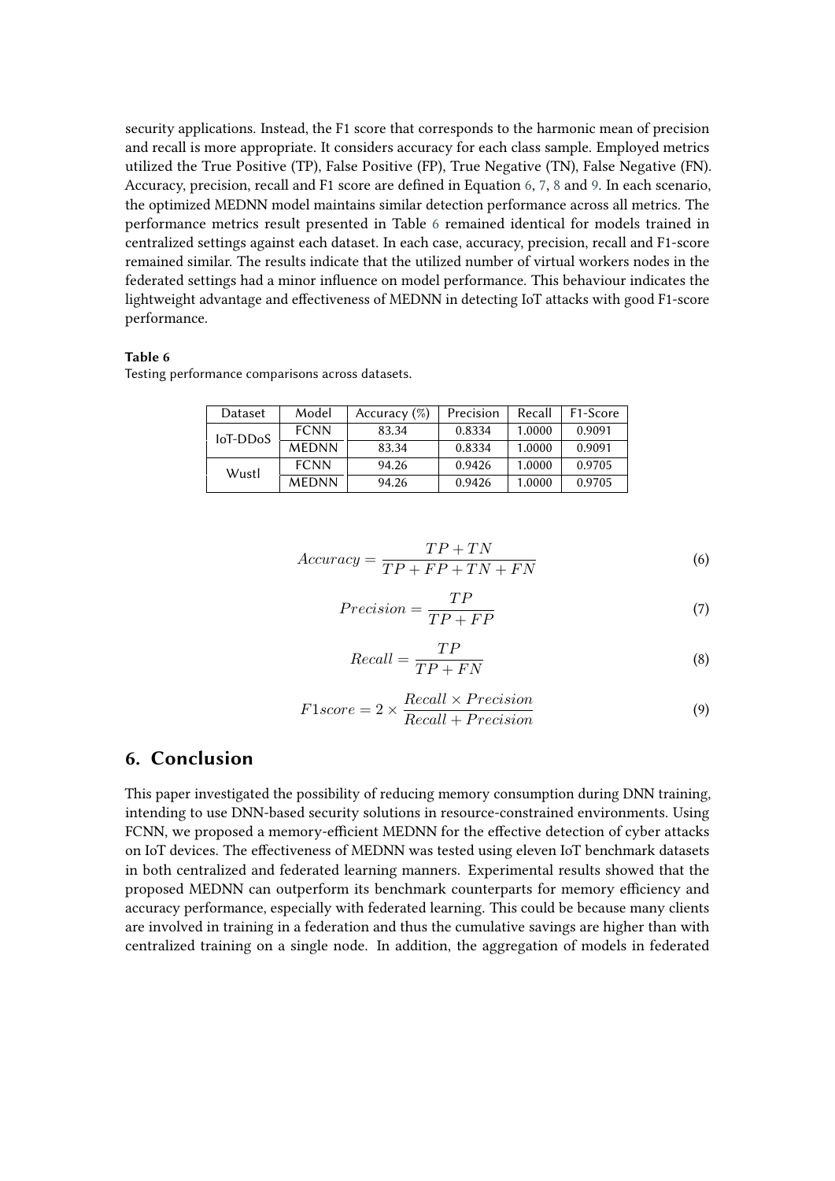security applications. Instead, the F1 score that corresponds to the harmonic mean of precision and recall is more appropriate. It considers accuracy for each class sample. Employed metrics utilized the True Positive (TP), False Positive (FP), True Negative (TN), False Negative (FN). Accuracy, precision, recall and F1 score are defined in Equation 6, 7, 8 and 9. In each scenario, the optimized MEDNN model maintains similar detection performance across all metrics. The performance metrics result presented in Table 6 remained identical for models trained in centralized settings against each dataset. In each case, accuracy, precision, recall and F1-score remained similar. The results indicate that the utilized number of virtual workers nodes in the federated settings had a minor influence on model performance. This behaviour indicates the lightweight advantage and effectiveness of MEDNN in detecting IoT attacks with good F1-score performance.

**Table 6**
Testing performance comparisons across datasets.

| Dataset | Model | Accuracy (%) | Precision | Recall | F1-Score |
|---|---|---|---|---|---|
| IoT-DDoS | FCNN | 83.34 | 0.8334 | 1.0000 | 0.9091 |
| | MEDNN | 83.34 | 0.8334 | 1.0000 | 0.9091 |
| Wustl | FCNN | 94.26 | 0.9426 | 1.0000 | 0.9705 |
| | MEDNN | 94.26 | 0.9426 | 1.0000 | 0.9705 |

$$Accuracy = \frac{TP + TN}{TP + FP + TN + FN} \tag{6}$$

$$Precision = \frac{TP}{TP + FP} \tag{7}$$

$$Recall = \frac{TP}{TP + FN} \tag{8}$$

$$F1score = 2 \times \frac{Recall \times Precision}{Recall + Precision} \tag{9}$$

## 6. Conclusion

This paper investigated the possibility of reducing memory consumption during DNN training, intending to use DNN-based security solutions in resource-constrained environments. Using FCNN, we proposed a memory-efficient MEDNN for the effective detection of cyber attacks on IoT devices. The effectiveness of MEDNN was tested using eleven IoT benchmark datasets in both centralized and federated learning manners. Experimental results showed that the proposed MEDNN can outperform its benchmark counterparts for memory efficiency and accuracy performance, especially with federated learning. This could be because many clients are involved in training in a federation and thus the cumulative savings are higher than with centralized training on a single node. In addition, the aggregation of models in federated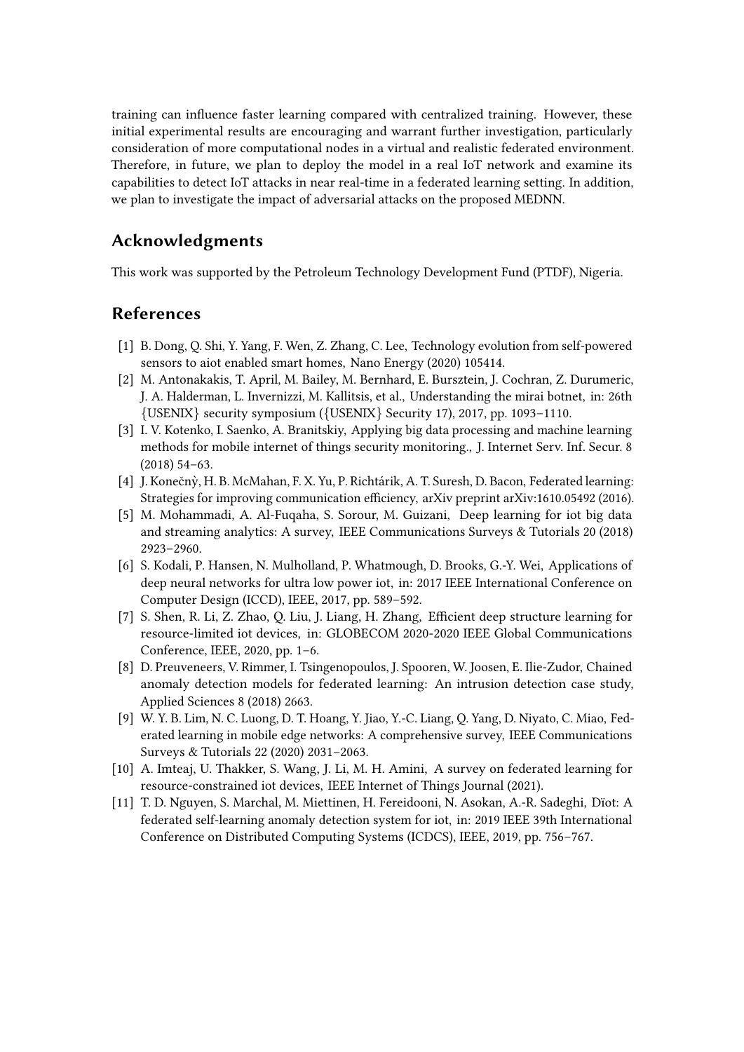training can influence faster learning compared with centralized training. However, these initial experimental results are encouraging and warrant further investigation, particularly consideration of more computational nodes in a virtual and realistic federated environment. Therefore, in future, we plan to deploy the model in a real IoT network and examine its capabilities to detect IoT attacks in near real-time in a federated learning setting. In addition, we plan to investigate the impact of adversarial attacks on the proposed MEDNN.

## Acknowledgments

This work was supported by the Petroleum Technology Development Fund (PTDF), Nigeria.

## References

[1] B. Dong, Q. Shi, Y. Yang, F. Wen, Z. Zhang, C. Lee, Technology evolution from self-powered sensors to aiot enabled smart homes, Nano Energy (2020) 105414.

[2] M. Antonakakis, T. April, M. Bailey, M. Bernhard, E. Bursztein, J. Cochran, Z. Durumeric, J. A. Halderman, L. Invernizzi, M. Kallitsis, et al., Understanding the mirai botnet, in: 26th {USENIX} security symposium ({USENIX} Security 17), 2017, pp. 1093–1110.

[3] I. V. Kotenko, I. Saenko, A. Branitskiy, Applying big data processing and machine learning methods for mobile internet of things security monitoring., J. Internet Serv. Inf. Secur. 8 (2018) 54–63.

[4] J. Konečnỳ, H. B. McMahan, F. X. Yu, P. Richtárik, A. T. Suresh, D. Bacon, Federated learning: Strategies for improving communication efficiency, arXiv preprint arXiv:1610.05492 (2016).

[5] M. Mohammadi, A. Al-Fuqaha, S. Sorour, M. Guizani, Deep learning for iot big data and streaming analytics: A survey, IEEE Communications Surveys & Tutorials 20 (2018) 2923–2960.

[6] S. Kodali, P. Hansen, N. Mulholland, P. Whatmough, D. Brooks, G.-Y. Wei, Applications of deep neural networks for ultra low power iot, in: 2017 IEEE International Conference on Computer Design (ICCD), IEEE, 2017, pp. 589–592.

[7] S. Shen, R. Li, Z. Zhao, Q. Liu, J. Liang, H. Zhang, Efficient deep structure learning for resource-limited iot devices, in: GLOBECOM 2020-2020 IEEE Global Communications Conference, IEEE, 2020, pp. 1–6.

[8] D. Preuveneers, V. Rimmer, I. Tsingenopoulos, J. Spooren, W. Joosen, E. Ilie-Zudor, Chained anomaly detection models for federated learning: An intrusion detection case study, Applied Sciences 8 (2018) 2663.

[9] W. Y. B. Lim, N. C. Luong, D. T. Hoang, Y. Jiao, Y.-C. Liang, Q. Yang, D. Niyato, C. Miao, Federated learning in mobile edge networks: A comprehensive survey, IEEE Communications Surveys & Tutorials 22 (2020) 2031–2063.

[10] A. Imteaj, U. Thakker, S. Wang, J. Li, M. H. Amini, A survey on federated learning for resource-constrained iot devices, IEEE Internet of Things Journal (2021).

[11] T. D. Nguyen, S. Marchal, M. Miettinen, H. Fereidooni, N. Asokan, A.-R. Sadeghi, Dïot: A federated self-learning anomaly detection system for iot, in: 2019 IEEE 39th International Conference on Distributed Computing Systems (ICDCS), IEEE, 2019, pp. 756–767.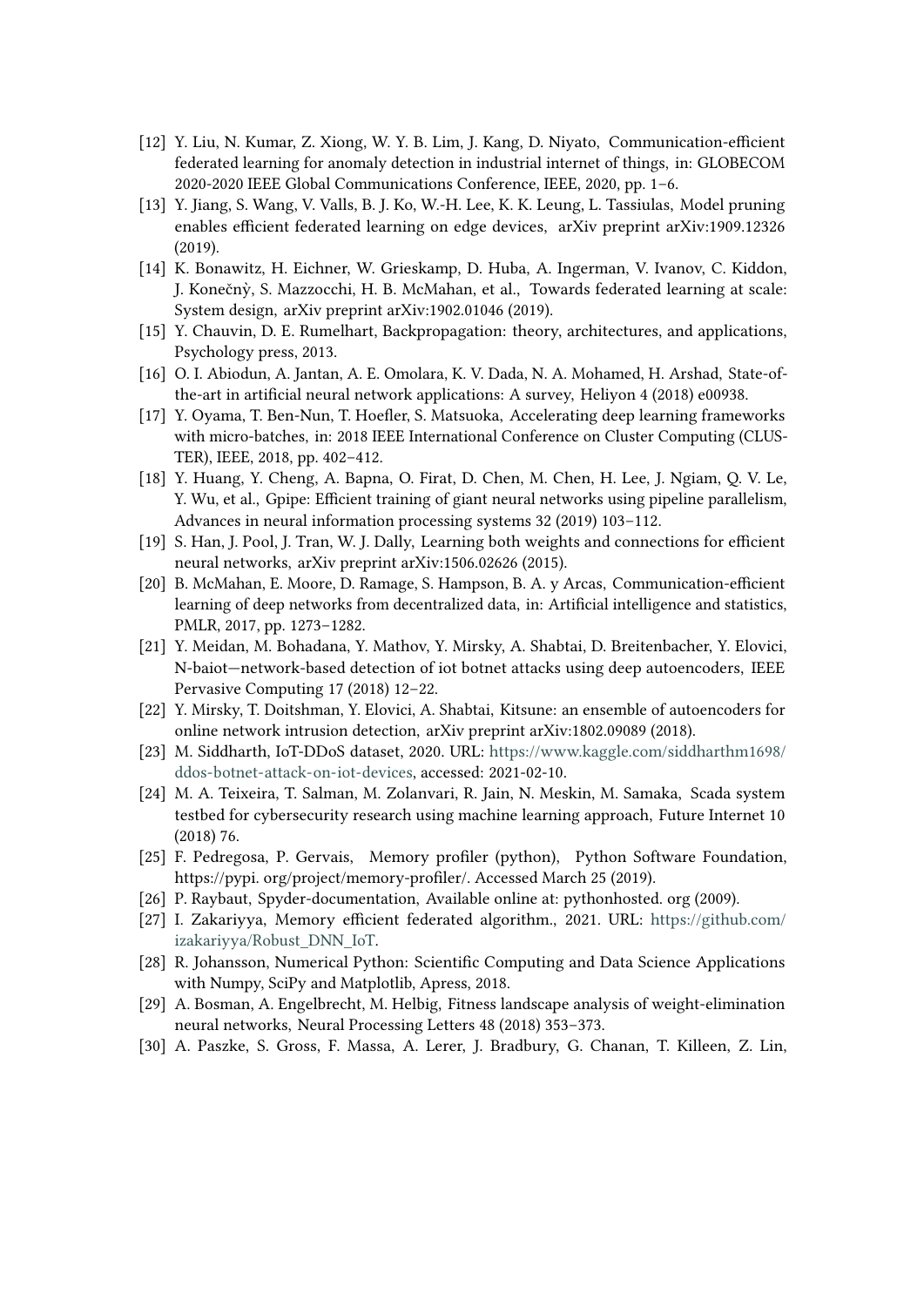[12] Y. Liu, N. Kumar, Z. Xiong, W. Y. B. Lim, J. Kang, D. Niyato, Communication-efficient federated learning for anomaly detection in industrial internet of things, in: GLOBECOM 2020-2020 IEEE Global Communications Conference, IEEE, 2020, pp. 1–6.

[13] Y. Jiang, S. Wang, V. Valls, B. J. Ko, W.-H. Lee, K. K. Leung, L. Tassiulas, Model pruning enables efficient federated learning on edge devices, arXiv preprint arXiv:1909.12326 (2019).

[14] K. Bonawitz, H. Eichner, W. Grieskamp, D. Huba, A. Ingerman, V. Ivanov, C. Kiddon, J. Konečnỳ, S. Mazzocchi, H. B. McMahan, et al., Towards federated learning at scale: System design, arXiv preprint arXiv:1902.01046 (2019).

[15] Y. Chauvin, D. E. Rumelhart, Backpropagation: theory, architectures, and applications, Psychology press, 2013.

[16] O. I. Abiodun, A. Jantan, A. E. Omolara, K. V. Dada, N. A. Mohamed, H. Arshad, State-of-the-art in artificial neural network applications: A survey, Heliyon 4 (2018) e00938.

[17] Y. Oyama, T. Ben-Nun, T. Hoefler, S. Matsuoka, Accelerating deep learning frameworks with micro-batches, in: 2018 IEEE International Conference on Cluster Computing (CLUSTER), IEEE, 2018, pp. 402–412.

[18] Y. Huang, Y. Cheng, A. Bapna, O. Firat, D. Chen, M. Chen, H. Lee, J. Ngiam, Q. V. Le, Y. Wu, et al., Gpipe: Efficient training of giant neural networks using pipeline parallelism, Advances in neural information processing systems 32 (2019) 103–112.

[19] S. Han, J. Pool, J. Tran, W. J. Dally, Learning both weights and connections for efficient neural networks, arXiv preprint arXiv:1506.02626 (2015).

[20] B. McMahan, E. Moore, D. Ramage, S. Hampson, B. A. y Arcas, Communication-efficient learning of deep networks from decentralized data, in: Artificial intelligence and statistics, PMLR, 2017, pp. 1273–1282.

[21] Y. Meidan, M. Bohadana, Y. Mathov, Y. Mirsky, A. Shabtai, D. Breitenbacher, Y. Elovici, N-baiot—network-based detection of iot botnet attacks using deep autoencoders, IEEE Pervasive Computing 17 (2018) 12–22.

[22] Y. Mirsky, T. Doitshman, Y. Elovici, A. Shabtai, Kitsune: an ensemble of autoencoders for online network intrusion detection, arXiv preprint arXiv:1802.09089 (2018).

[23] M. Siddharth, IoT-DDoS dataset, 2020. URL: https://www.kaggle.com/siddharthm1698/ddos-botnet-attack-on-iot-devices, accessed: 2021-02-10.

[24] M. A. Teixeira, T. Salman, M. Zolanvari, R. Jain, N. Meskin, M. Samaka, Scada system testbed for cybersecurity research using machine learning approach, Future Internet 10 (2018) 76.

[25] F. Pedregosa, P. Gervais, Memory profiler (python), Python Software Foundation, https://pypi. org/project/memory-profiler/. Accessed March 25 (2019).

[26] P. Raybaut, Spyder-documentation, Available online at: pythonhosted. org (2009).

[27] I. Zakariyya, Memory efficient federated algorithm., 2021. URL: https://github.com/izakariyya/Robust_DNN_IoT.

[28] R. Johansson, Numerical Python: Scientific Computing and Data Science Applications with Numpy, SciPy and Matplotlib, Apress, 2018.

[29] A. Bosman, A. Engelbrecht, M. Helbig, Fitness landscape analysis of weight-elimination neural networks, Neural Processing Letters 48 (2018) 353–373.

[30] A. Paszke, S. Gross, F. Massa, A. Lerer, J. Bradbury, G. Chanan, T. Killeen, Z. Lin,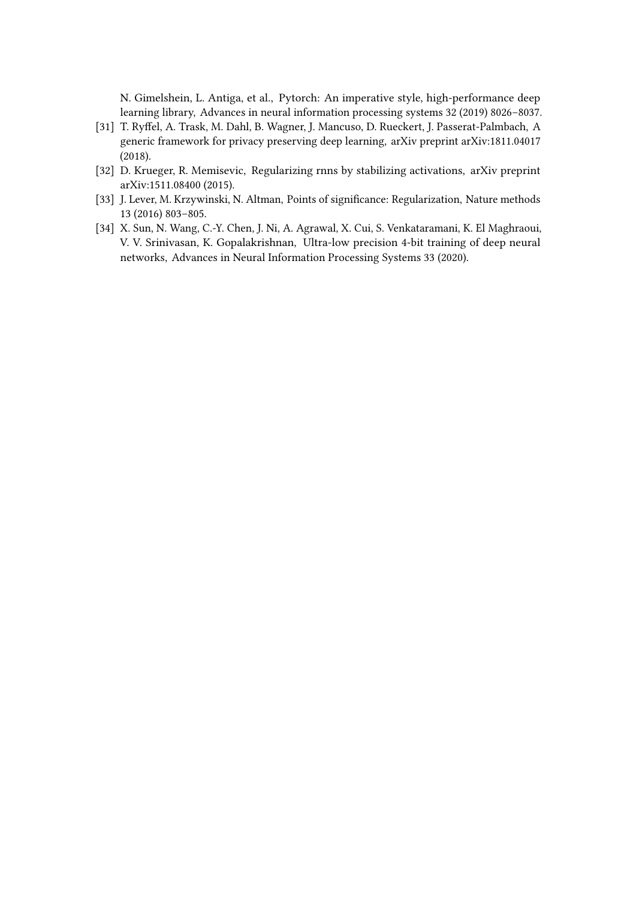N. Gimelshein, L. Antiga, et al., Pytorch: An imperative style, high-performance deep learning library, Advances in neural information processing systems 32 (2019) 8026–8037.

[31] T. Ryffel, A. Trask, M. Dahl, B. Wagner, J. Mancuso, D. Rueckert, J. Passerat-Palmbach, A generic framework for privacy preserving deep learning, arXiv preprint arXiv:1811.04017 (2018).

[32] D. Krueger, R. Memisevic, Regularizing rnns by stabilizing activations, arXiv preprint arXiv:1511.08400 (2015).

[33] J. Lever, M. Krzywinski, N. Altman, Points of significance: Regularization, Nature methods 13 (2016) 803–805.

[34] X. Sun, N. Wang, C.-Y. Chen, J. Ni, A. Agrawal, X. Cui, S. Venkataramani, K. El Maghraoui, V. V. Srinivasan, K. Gopalakrishnan, Ultra-low precision 4-bit training of deep neural networks, Advances in Neural Information Processing Systems 33 (2020).